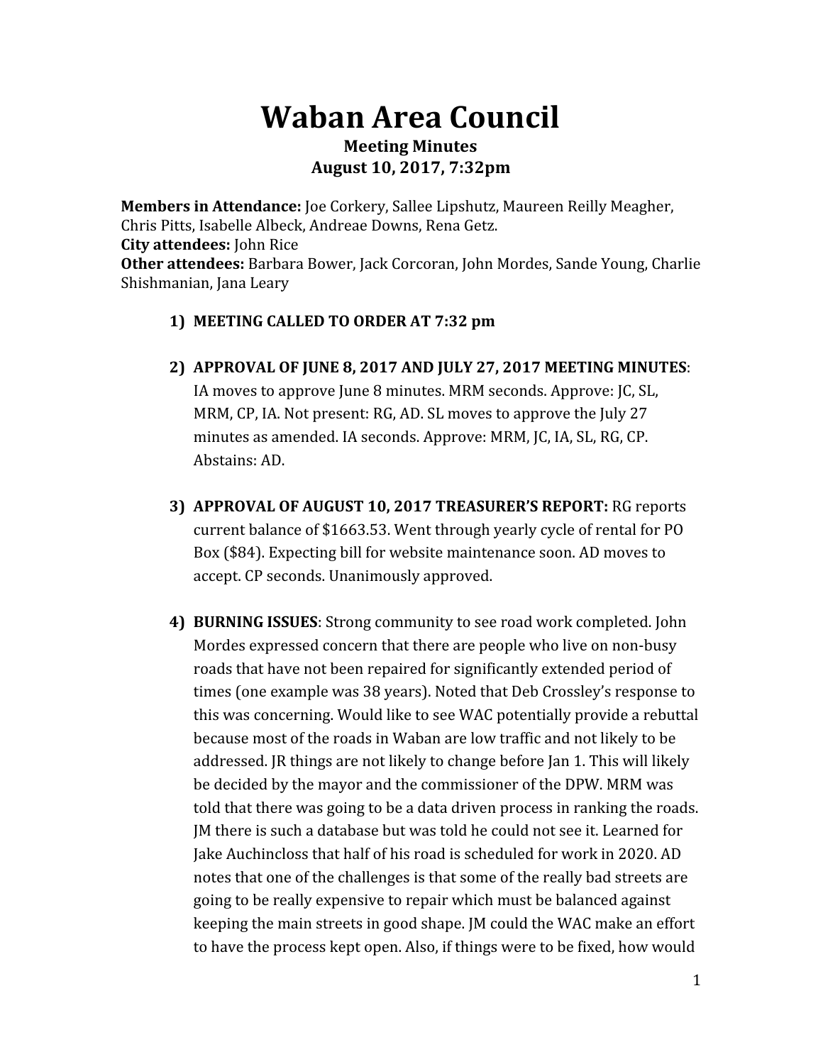# Waban Area Council

**Meeting Minutes**
**August 10, 2017, 7:32pm**

**Members in Attendance:** Joe Corkery, Sallee Lipshutz, Maureen Reilly Meagher, Chris Pitts, Isabelle Albeck, Andreae Downs, Rena Getz.
**City attendees:** John Rice
**Other attendees:** Barbara Bower, Jack Corcoran, John Mordes, Sande Young, Charlie Shishmanian, Jana Leary

1) **MEETING CALLED TO ORDER AT 7:32 pm**

2) **APPROVAL OF JUNE 8, 2017 AND JULY 27, 2017 MEETING MINUTES**: IA moves to approve June 8 minutes. MRM seconds. Approve: JC, SL, MRM, CP, IA. Not present: RG, AD. SL moves to approve the July 27 minutes as amended. IA seconds. Approve: MRM, JC, IA, SL, RG, CP. Abstains: AD.

3) **APPROVAL OF AUGUST 10, 2017 TREASURER'S REPORT:** RG reports current balance of $1663.53. Went through yearly cycle of rental for PO Box ($84). Expecting bill for website maintenance soon. AD moves to accept. CP seconds. Unanimously approved.

4) **BURNING ISSUES**: Strong community to see road work completed. John Mordes expressed concern that there are people who live on non-busy roads that have not been repaired for significantly extended period of times (one example was 38 years). Noted that Deb Crossley's response to this was concerning. Would like to see WAC potentially provide a rebuttal because most of the roads in Waban are low traffic and not likely to be addressed. JR things are not likely to change before Jan 1. This will likely be decided by the mayor and the commissioner of the DPW. MRM was told that there was going to be a data driven process in ranking the roads. JM there is such a database but was told he could not see it. Learned for Jake Auchincloss that half of his road is scheduled for work in 2020. AD notes that one of the challenges is that some of the really bad streets are going to be really expensive to repair which must be balanced against keeping the main streets in good shape. JM could the WAC make an effort to have the process kept open. Also, if things were to be fixed, how would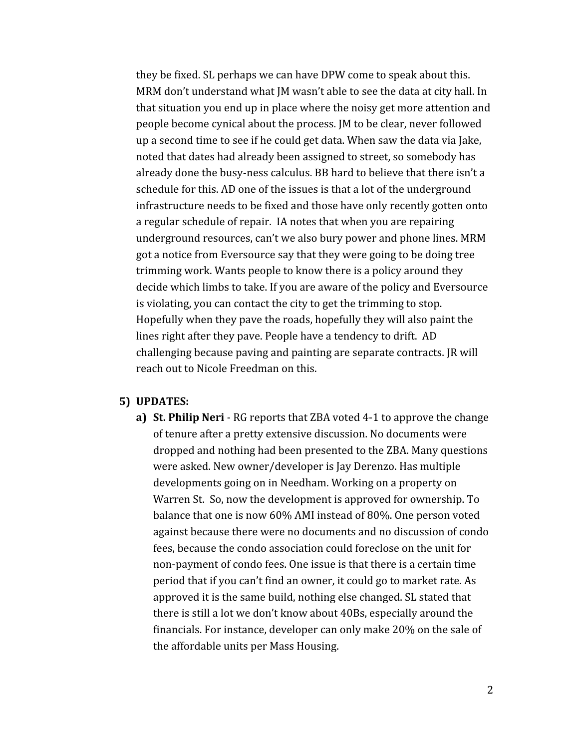they be fixed. SL perhaps we can have DPW come to speak about this. MRM don't understand what JM wasn't able to see the data at city hall. In that situation you end up in place where the noisy get more attention and people become cynical about the process. JM to be clear, never followed up a second time to see if he could get data. When saw the data via Jake, noted that dates had already been assigned to street, so somebody has already done the busy-ness calculus. BB hard to believe that there isn't a schedule for this. AD one of the issues is that a lot of the underground infrastructure needs to be fixed and those have only recently gotten onto a regular schedule of repair. IA notes that when you are repairing underground resources, can't we also bury power and phone lines. MRM got a notice from Eversource say that they were going to be doing tree trimming work. Wants people to know there is a policy around they decide which limbs to take. If you are aware of the policy and Eversource is violating, you can contact the city to get the trimming to stop. Hopefully when they pave the roads, hopefully they will also paint the lines right after they pave. People have a tendency to drift. AD challenging because paving and painting are separate contracts. JR will reach out to Nicole Freedman on this.

## 5) UPDATES:

**a) St. Philip Neri** - RG reports that ZBA voted 4-1 to approve the change of tenure after a pretty extensive discussion. No documents were dropped and nothing had been presented to the ZBA. Many questions were asked. New owner/developer is Jay Derenzo. Has multiple developments going on in Needham. Working on a property on Warren St. So, now the development is approved for ownership. To balance that one is now 60% AMI instead of 80%. One person voted against because there were no documents and no discussion of condo fees, because the condo association could foreclose on the unit for non-payment of condo fees. One issue is that there is a certain time period that if you can't find an owner, it could go to market rate. As approved it is the same build, nothing else changed. SL stated that there is still a lot we don't know about 40Bs, especially around the financials. For instance, developer can only make 20% on the sale of the affordable units per Mass Housing.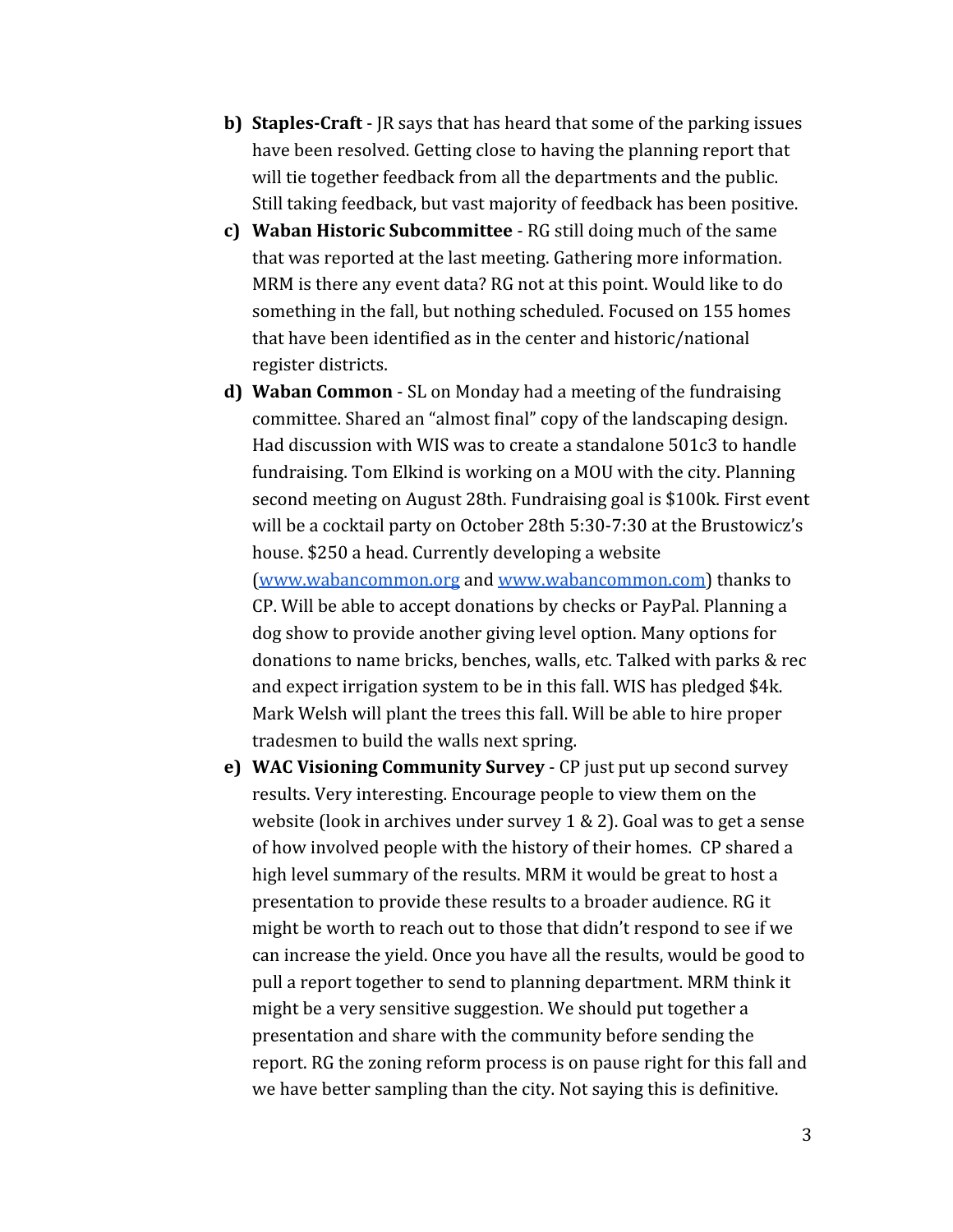b) **Staples-Craft** - JR says that has heard that some of the parking issues have been resolved. Getting close to having the planning report that will tie together feedback from all the departments and the public. Still taking feedback, but vast majority of feedback has been positive.

c) **Waban Historic Subcommittee** - RG still doing much of the same that was reported at the last meeting. Gathering more information. MRM is there any event data? RG not at this point. Would like to do something in the fall, but nothing scheduled. Focused on 155 homes that have been identified as in the center and historic/national register districts.

d) **Waban Common** - SL on Monday had a meeting of the fundraising committee. Shared an "almost final" copy of the landscaping design. Had discussion with WIS was to create a standalone 501c3 to handle fundraising. Tom Elkind is working on a MOU with the city. Planning second meeting on August 28th. Fundraising goal is $100k. First event will be a cocktail party on October 28th 5:30-7:30 at the Brustowicz's house. $250 a head. Currently developing a website ([www.wabancommon.org](http://www.wabancommon.org) and [www.wabancommon.com](http://www.wabancommon.com)) thanks to CP. Will be able to accept donations by checks or PayPal. Planning a dog show to provide another giving level option. Many options for donations to name bricks, benches, walls, etc. Talked with parks & rec and expect irrigation system to be in this fall. WIS has pledged $4k. Mark Welsh will plant the trees this fall. Will be able to hire proper tradesmen to build the walls next spring.

e) **WAC Visioning Community Survey** - CP just put up second survey results. Very interesting. Encourage people to view them on the website (look in archives under survey 1 & 2). Goal was to get a sense of how involved people with the history of their homes. CP shared a high level summary of the results. MRM it would be great to host a presentation to provide these results to a broader audience. RG it might be worth to reach out to those that didn't respond to see if we can increase the yield. Once you have all the results, would be good to pull a report together to send to planning department. MRM think it might be a very sensitive suggestion. We should put together a presentation and share with the community before sending the report. RG the zoning reform process is on pause right for this fall and we have better sampling than the city. Not saying this is definitive.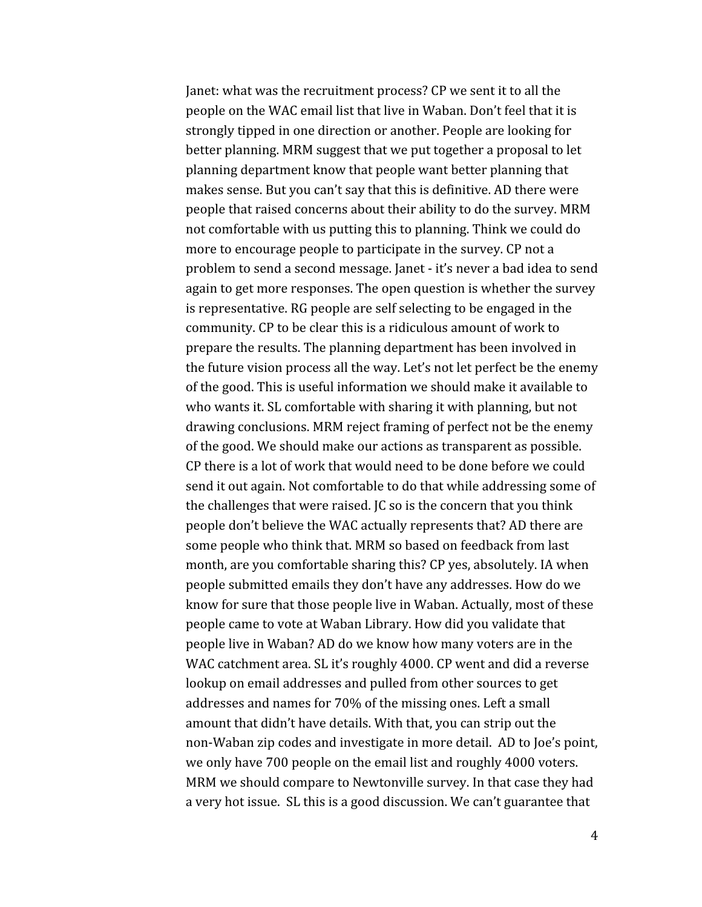Janet: what was the recruitment process? CP we sent it to all the people on the WAC email list that live in Waban. Don't feel that it is strongly tipped in one direction or another. People are looking for better planning. MRM suggest that we put together a proposal to let planning department know that people want better planning that makes sense. But you can't say that this is definitive. AD there were people that raised concerns about their ability to do the survey. MRM not comfortable with us putting this to planning. Think we could do more to encourage people to participate in the survey. CP not a problem to send a second message. Janet - it's never a bad idea to send again to get more responses. The open question is whether the survey is representative. RG people are self selecting to be engaged in the community. CP to be clear this is a ridiculous amount of work to prepare the results. The planning department has been involved in the future vision process all the way. Let's not let perfect be the enemy of the good. This is useful information we should make it available to who wants it. SL comfortable with sharing it with planning, but not drawing conclusions. MRM reject framing of perfect not be the enemy of the good. We should make our actions as transparent as possible. CP there is a lot of work that would need to be done before we could send it out again. Not comfortable to do that while addressing some of the challenges that were raised. JC so is the concern that you think people don't believe the WAC actually represents that? AD there are some people who think that. MRM so based on feedback from last month, are you comfortable sharing this? CP yes, absolutely. IA when people submitted emails they don't have any addresses. How do we know for sure that those people live in Waban. Actually, most of these people came to vote at Waban Library. How did you validate that people live in Waban? AD do we know how many voters are in the WAC catchment area. SL it's roughly 4000. CP went and did a reverse lookup on email addresses and pulled from other sources to get addresses and names for 70% of the missing ones. Left a small amount that didn't have details. With that, you can strip out the non-Waban zip codes and investigate in more detail. AD to Joe's point, we only have 700 people on the email list and roughly 4000 voters. MRM we should compare to Newtonville survey. In that case they had a very hot issue. SL this is a good discussion. We can't guarantee that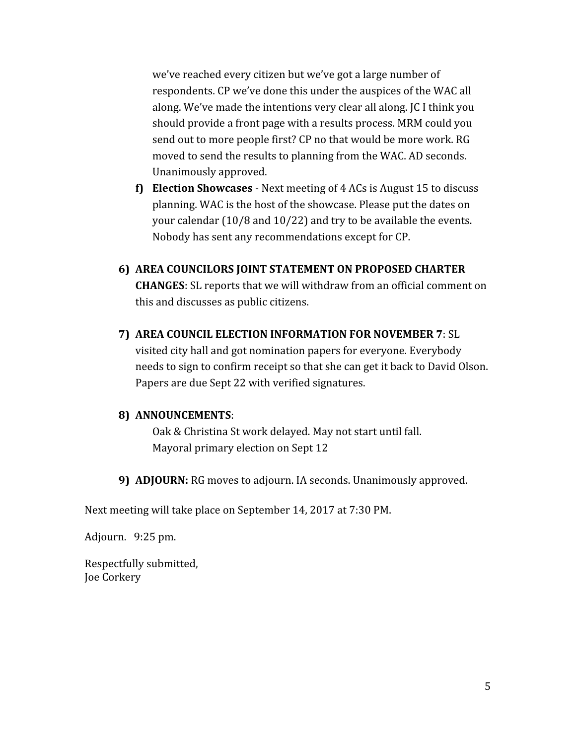we've reached every citizen but we've got a large number of respondents. CP we've done this under the auspices of the WAC all along. We've made the intentions very clear all along. JC I think you should provide a front page with a results process. MRM could you send out to more people first? CP no that would be more work. RG moved to send the results to planning from the WAC. AD seconds. Unanimously approved.

f) **Election Showcases** - Next meeting of 4 ACs is August 15 to discuss planning. WAC is the host of the showcase. Please put the dates on your calendar (10/8 and 10/22) and try to be available the events. Nobody has sent any recommendations except for CP.

6) **AREA COUNCILORS JOINT STATEMENT ON PROPOSED CHARTER CHANGES**: SL reports that we will withdraw from an official comment on this and discusses as public citizens.

7) **AREA COUNCIL ELECTION INFORMATION FOR NOVEMBER 7**: SL visited city hall and got nomination papers for everyone. Everybody needs to sign to confirm receipt so that she can get it back to David Olson. Papers are due Sept 22 with verified signatures.

8) **ANNOUNCEMENTS**:

   Oak & Christina St work delayed. May not start until fall.
   Mayoral primary election on Sept 12

9) **ADJOURN:** RG moves to adjourn. IA seconds. Unanimously approved.

Next meeting will take place on September 14, 2017 at 7:30 PM.

Adjourn. 9:25 pm.

Respectfully submitted,
Joe Corkery